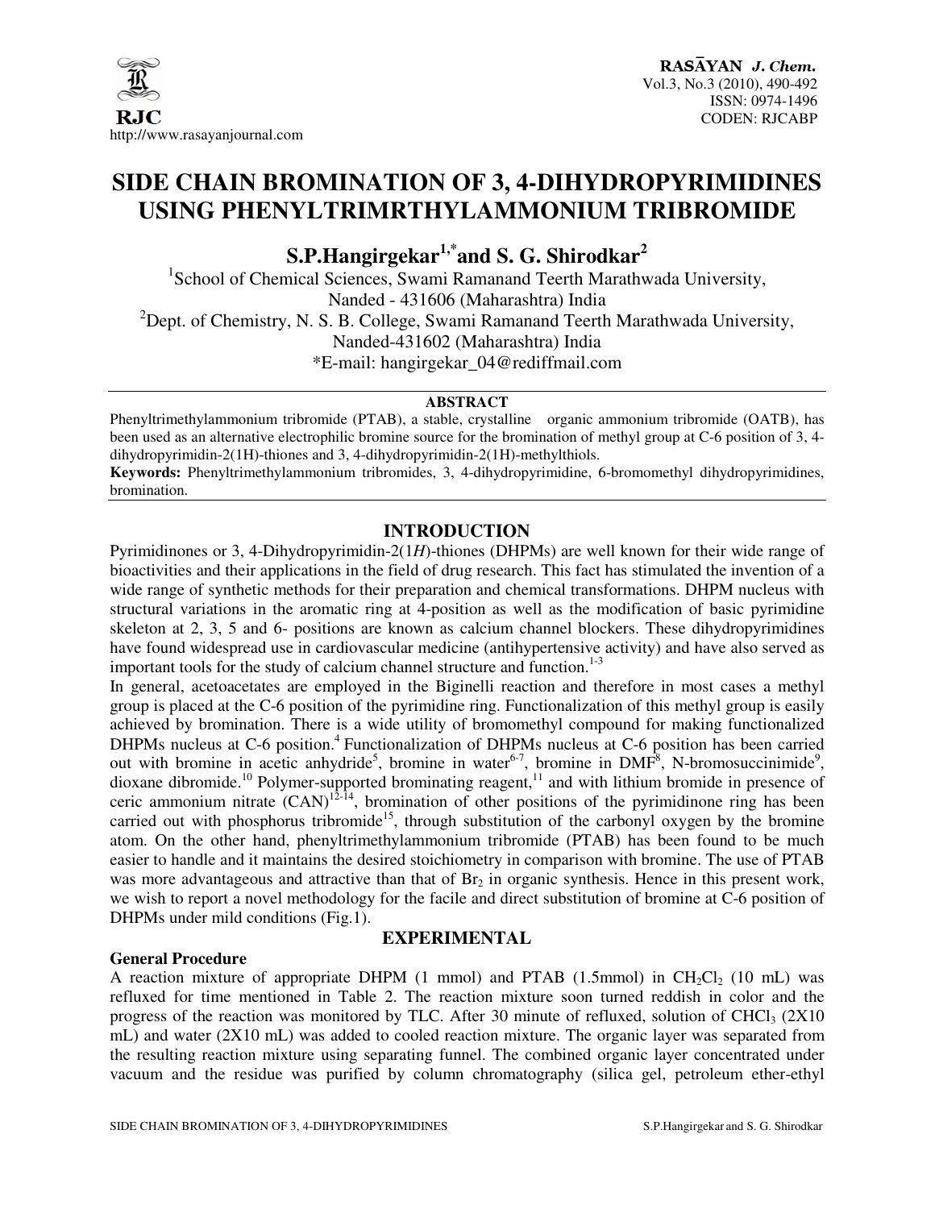# SIDE CHAIN BROMINATION OF 3, 4-DIHYDROPYRIMIDINES USING PHENYLTRIMRTHYLAMMONIUM TRIBROMIDE

**S.P.Hangirgekar[1,*] and S. G. Shirodkar[2]**

[1]School of Chemical Sciences, Swami Ramanand Teerth Marathwada University, Nanded - 431606 (Maharashtra) India

[2]Dept. of Chemistry, N. S. B. College, Swami Ramanand Teerth Marathwada University, Nanded-431602 (Maharashtra) India

*E-mail: hangirgekar_04@rediffmail.com

## ABSTRACT

Phenyltrimethylammonium tribromide (PTAB), a stable, crystalline organic ammonium tribromide (OATB), has been used as an alternative electrophilic bromine source for the bromination of methyl group at C-6 position of 3, 4-dihydropyrimidin-2(1H)-thiones and 3, 4-dihydropyrimidin-2(1H)-methylthiols.

**Keywords:** Phenyltrimethylammonium tribromides, 3, 4-dihydropyrimidine, 6-bromomethyl dihydropyrimidines, bromination.

## INTRODUCTION

Pyrimidinones or 3, 4-Dihydropyrimidin-2(1*H*)-thiones (DHPMs) are well known for their wide range of bioactivities and their applications in the field of drug research. This fact has stimulated the invention of a wide range of synthetic methods for their preparation and chemical transformations. DHPM nucleus with structural variations in the aromatic ring at 4-position as well as the modification of basic pyrimidine skeleton at 2, 3, 5 and 6- positions are known as calcium channel blockers. These dihydropyrimidines have found widespread use in cardiovascular medicine (antihypertensive activity) and have also served as important tools for the study of calcium channel structure and function.[1-3]

In general, acetoacetates are employed in the Biginelli reaction and therefore in most cases a methyl group is placed at the C-6 position of the pyrimidine ring. Functionalization of this methyl group is easily achieved by bromination. There is a wide utility of bromomethyl compound for making functionalized DHPMs nucleus at C-6 position.[4] Functionalization of DHPMs nucleus at C-6 position has been carried out with bromine in acetic anhydride[5], bromine in water[6-7], bromine in DMF[8], N-bromosuccinimide[9], dioxane dibromide.[10] Polymer-supported brominating reagent,[11] and with lithium bromide in presence of ceric ammonium nitrate (CAN)[12-14], bromination of other positions of the pyrimidinone ring has been carried out with phosphorus tribromide[15], through substitution of the carbonyl oxygen by the bromine atom. On the other hand, phenyltrimethylammonium tribromide (PTAB) has been found to be much easier to handle and it maintains the desired stoichiometry in comparison with bromine. The use of PTAB was more advantageous and attractive than that of $Br_2$ in organic synthesis. Hence in this present work, we wish to report a novel methodology for the facile and direct substitution of bromine at C-6 position of DHPMs under mild conditions (Fig.1).

## EXPERIMENTAL

### General Procedure

A reaction mixture of appropriate DHPM (1 mmol) and PTAB (1.5mmol) in $CH_2Cl_2$ (10 mL) was refluxed for time mentioned in Table 2. The reaction mixture soon turned reddish in color and the progress of the reaction was monitored by TLC. After 30 minute of refluxed, solution of $CHCl_3$ (2X10 mL) and water (2X10 mL) was added to cooled reaction mixture. The organic layer was separated from the resulting reaction mixture using separating funnel. The combined organic layer concentrated under vacuum and the residue was purified by column chromatography (silica gel, petroleum ether-ethyl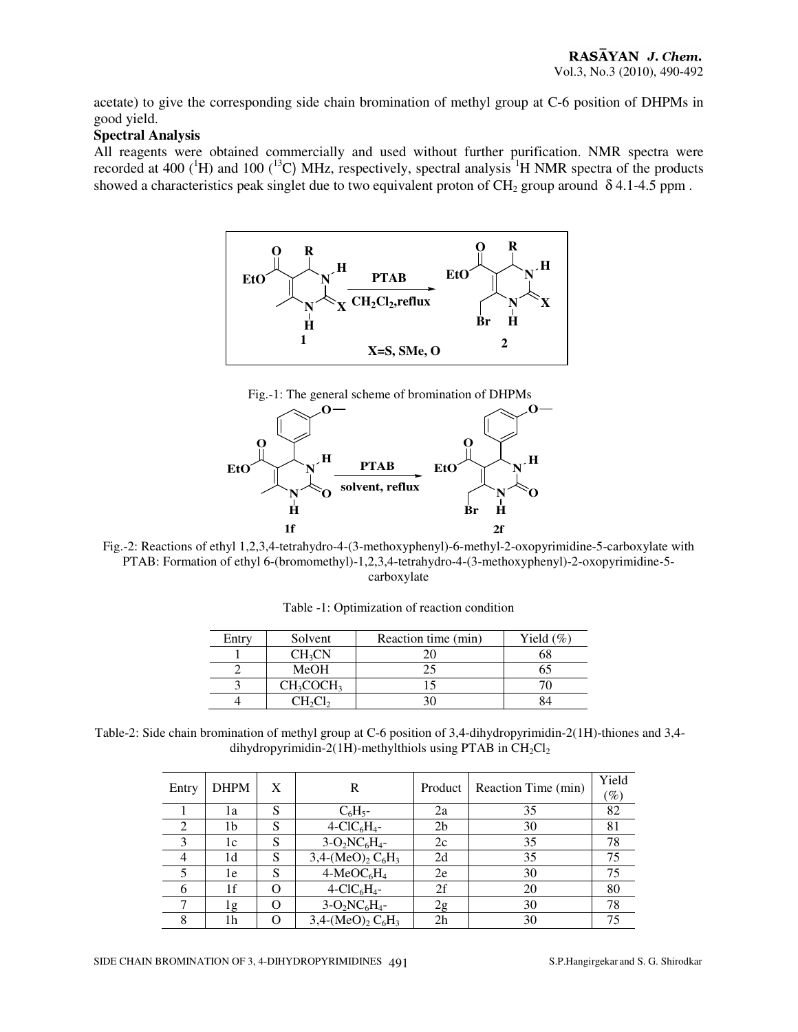acetate) to give the corresponding side chain bromination of methyl group at C-6 position of DHPMs in good yield.

**Spectral Analysis**

All reagents were obtained commercially and used without further purification. NMR spectra were recorded at 400 ($^1$H) and 100 ($^{13}$C) MHz, respectively, spectral analysis $^1$H NMR spectra of the products showed a characteristics peak singlet due to two equivalent proton of $CH_2$ group around δ 4.1-4.5 ppm .

Fig.-1: The general scheme of bromination of DHPMs

Fig.-2: Reactions of ethyl 1,2,3,4-tetrahydro-4-(3-methoxyphenyl)-6-methyl-2-oxopyrimidine-5-carboxylate with PTAB: Formation of ethyl 6-(bromomethyl)-1,2,3,4-tetrahydro-4-(3-methoxyphenyl)-2-oxopyrimidine-5-carboxylate

Table -1: Optimization of reaction condition

| Entry | Solvent | Reaction time (min) | Yield (%) |
|---|---|---|---|
| 1 | $CH_3CN$ | 20 | 68 |
| 2 | MeOH | 25 | 65 |
| 3 | $CH_3COCH_3$ | 15 | 70 |
| 4 | $CH_2Cl_2$ | 30 | 84 |

Table-2: Side chain bromination of methyl group at C-6 position of 3,4-dihydropyrimidin-2(1H)-thiones and 3,4-dihydropyrimidin-2(1H)-methylthiols using PTAB in $CH_2Cl_2$

| Entry | DHPM | X | R | Product | Reaction Time (min) | Yield (%) |
|---|---|---|---|---|---|---|
| 1 | 1a | S | $C_6H_5$- | 2a | 35 | 82 |
| 2 | 1b | S | 4-$ClC_6H_4$- | 2b | 30 | 81 |
| 3 | 1c | S | 3-$O_2NC_6H_4$- | 2c | 35 | 78 |
| 4 | 1d | S | 3,4-$(MeO)_2$ $C_6H_3$ | 2d | 35 | 75 |
| 5 | 1e | S | 4-$MeOC_6H_4$ | 2e | 30 | 75 |
| 6 | 1f | O | 4-$ClC_6H_4$- | 2f | 20 | 80 |
| 7 | 1g | O | 3-$O_2NC_6H_4$- | 2g | 30 | 78 |
| 8 | 1h | O | 3,4-$(MeO)_2$ $C_6H_3$ | 2h | 30 | 75 |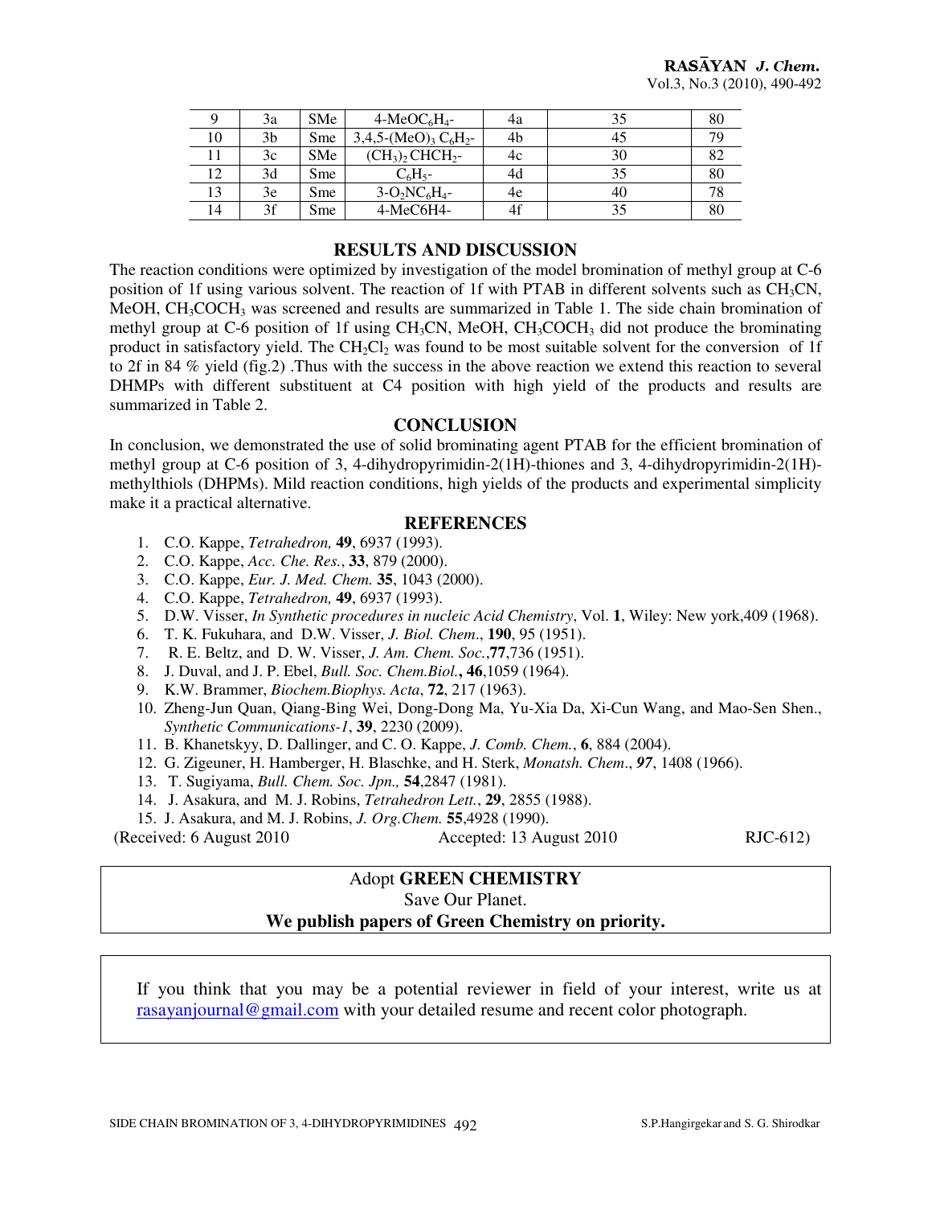| | | | | | | |
|---|---|---|---|---|---|---|
| 9 | 3a | SMe | 4-$MeOC_6H_4$- | 4a | 35 | 80 |
| 10 | 3b | Sme | 3,4,5-$(MeO)_3$ $C_6H_2$- | 4b | 45 | 79 |
| 11 | 3c | SMe | $(CH_3)_2$ $CHCH_2$- | 4c | 30 | 82 |
| 12 | 3d | Sme | $C_6H_5$- | 4d | 35 | 80 |
| 13 | 3e | Sme | 3-$O_2NC_6H_4$- | 4e | 40 | 78 |
| 14 | 3f | Sme | 4-MeC6H4- | 4f | 35 | 80 |

## RESULTS AND DISCUSSION

The reaction conditions were optimized by investigation of the model bromination of methyl group at C-6 position of 1f using various solvent. The reaction of 1f with PTAB in different solvents such as $CH_3CN$, MeOH, $CH_3COCH_3$ was screened and results are summarized in Table 1. The side chain bromination of methyl group at C-6 position of 1f using $CH_3CN$, MeOH, $CH_3COCH_3$ did not produce the brominating product in satisfactory yield. The $CH_2Cl_2$ was found to be most suitable solvent for the conversion of 1f to 2f in 84 % yield (fig.2) .Thus with the success in the above reaction we extend this reaction to several DHMPs with different substituent at C4 position with high yield of the products and results are summarized in Table 2.

## CONCLUSION

In conclusion, we demonstrated the use of solid brominating agent PTAB for the efficient bromination of methyl group at C-6 position of 3, 4-dihydropyrimidin-2(1H)-thiones and 3, 4-dihydropyrimidin-2(1H)-methylthiols (DHPMs). Mild reaction conditions, high yields of the products and experimental simplicity make it a practical alternative.

## REFERENCES

1. C.O. Kappe, *Tetrahedron,* **49**, 6937 (1993).
2. C.O. Kappe, *Acc. Che. Res.*, **33**, 879 (2000).
3. C.O. Kappe, *Eur. J. Med. Chem.* **35**, 1043 (2000).
4. C.O. Kappe, *Tetrahedron,* **49**, 6937 (1993).
5. D.W. Visser, *In Synthetic procedures in nucleic Acid Chemistry*, Vol. **1**, Wiley: New york,409 (1968).
6. T. K. Fukuhara, and D.W. Visser, *J. Biol. Chem*., **190**, 95 (1951).
7. R. E. Beltz, and D. W. Visser, *J. Am. Chem. Soc.*,**77**,736 (1951).
8. J. Duval, and J. P. Ebel, *Bull. Soc. Chem.Biol.***, 46**,1059 (1964).
9. K.W. Brammer, *Biochem.Biophys. Acta*, **72**, 217 (1963).
10. Zheng-Jun Quan, Qiang-Bing Wei, Dong-Dong Ma, Yu-Xia Da, Xi-Cun Wang, and Mao-Sen Shen., *Synthetic Communications-1*, **39**, 2230 (2009).
11. B. Khanetskyy, D. Dallinger, and C. O. Kappe, *J. Comb. Chem.*, **6**, 884 (2004).
12. G. Zigeuner, H. Hamberger, H. Blaschke, and H. Sterk, *Monatsh. Chem*., ***97***, 1408 (1966).
13. T. Sugiyama, *Bull. Chem. Soc. Jpn.,* **54**,2847 (1981).
14. J. Asakura, and M. J. Robins, *Tetrahedron Lett.*, **29**, 2855 (1988).
15. J. Asakura, and M. J. Robins, *J. Org.Chem.* **55**,4928 (1990).

(Received: 6 August 2010 Accepted: 13 August 2010 RJC-612)

Adopt **GREEN CHEMISTRY**
Save Our Planet.
**We publish papers of Green Chemistry on priority.**

If you think that you may be a potential reviewer in field of your interest, write us at rasayanjournal@gmail.com with your detailed resume and recent color photograph.